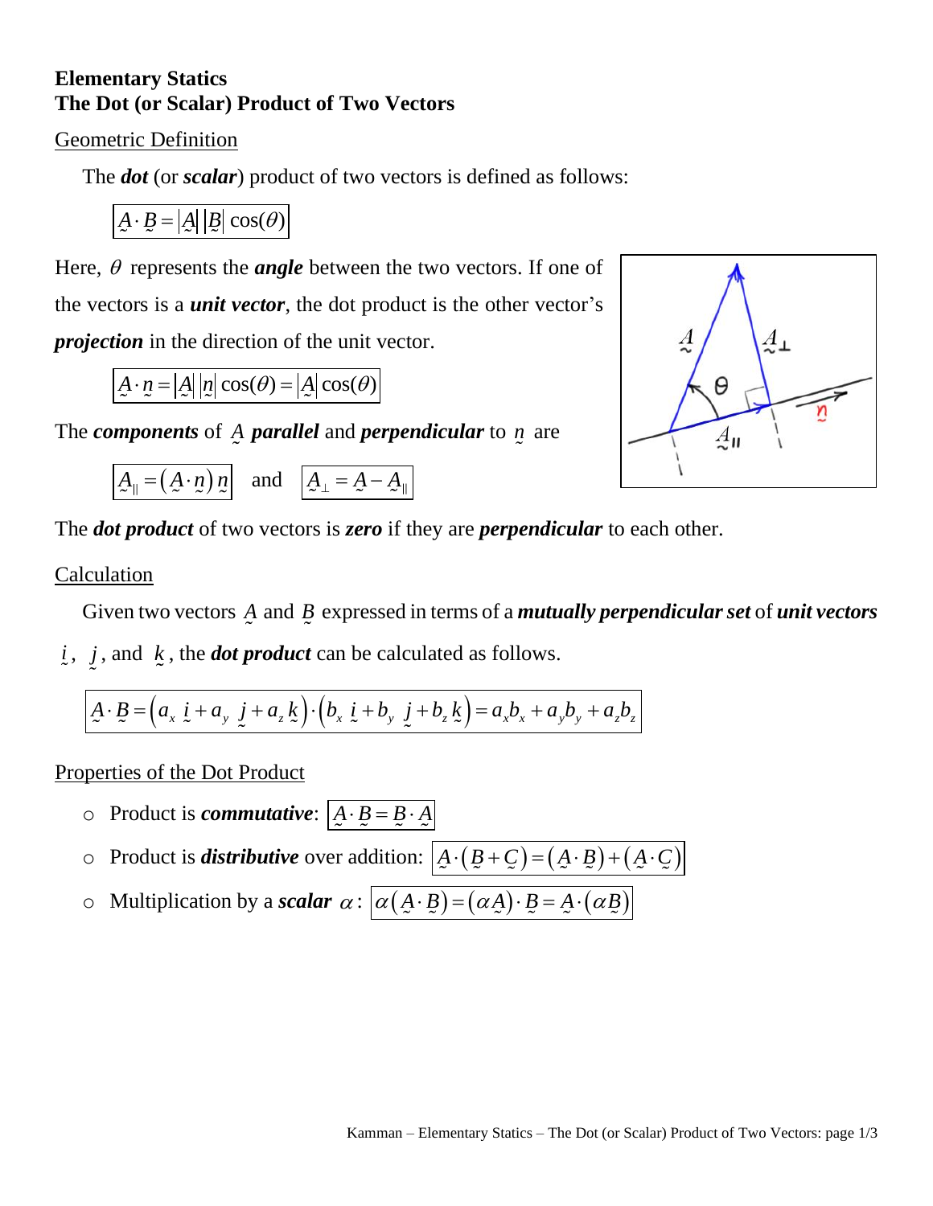# Elementary Statics
# The Dot (or Scalar) Product of Two Vectors

## Geometric Definition

The ***dot*** (or ***scalar***) product of two vectors is defined as follows:

$$\underset{\sim}{A} \cdot \underset{\sim}{B} = |\underset{\sim}{A}|\,|\underset{\sim}{B}|\,\cos(\theta)$$

Here, $\theta$ represents the ***angle*** between the two vectors. If one of the vectors is a ***unit vector***, the dot product is the other vector's ***projection*** in the direction of the unit vector.

$$\underset{\sim}{A} \cdot \underset{\sim}{n} = |\underset{\sim}{A}|\,|\underset{\sim}{n}|\,\cos(\theta) = |\underset{\sim}{A}|\,\cos(\theta)$$

The ***components*** of $\underset{\sim}{A}$ ***parallel*** and ***perpendicular*** to $\underset{\sim}{n}$ are

$$\underset{\sim}{A}_{\parallel} = \left(\underset{\sim}{A} \cdot \underset{\sim}{n}\right)\underset{\sim}{n} \quad \text{and} \quad \underset{\sim}{A}_{\perp} = \underset{\sim}{A} - \underset{\sim}{A}_{\parallel}$$

The ***dot product*** of two vectors is ***zero*** if they are ***perpendicular*** to each other.

## Calculation

Given two vectors $\underset{\sim}{A}$ and $\underset{\sim}{B}$ expressed in terms of a ***mutually perpendicular set*** of ***unit vectors*** $\underset{\sim}{i}$, $\underset{\sim}{j}$, and $\underset{\sim}{k}$, the ***dot product*** can be calculated as follows.

$$\underset{\sim}{A} \cdot \underset{\sim}{B} = \left(a_x\,\underset{\sim}{i} + a_y\,\underset{\sim}{j} + a_z\,\underset{\sim}{k}\right) \cdot \left(b_x\,\underset{\sim}{i} + b_y\,\underset{\sim}{j} + b_z\,\underset{\sim}{k}\right) = a_x b_x + a_y b_y + a_z b_z$$

## Properties of the Dot Product

- Product is ***commutative***: $\underset{\sim}{A} \cdot \underset{\sim}{B} = \underset{\sim}{B} \cdot \underset{\sim}{A}$
- Product is ***distributive*** over addition: $\underset{\sim}{A} \cdot \left(\underset{\sim}{B} + \underset{\sim}{C}\right) = \left(\underset{\sim}{A} \cdot \underset{\sim}{B}\right) + \left(\underset{\sim}{A} \cdot \underset{\sim}{C}\right)$
- Multiplication by a ***scalar*** $\alpha$: $\alpha\left(\underset{\sim}{A} \cdot \underset{\sim}{B}\right) = \left(\alpha \underset{\sim}{A}\right) \cdot \underset{\sim}{B} = \underset{\sim}{A} \cdot \left(\alpha \underset{\sim}{B}\right)$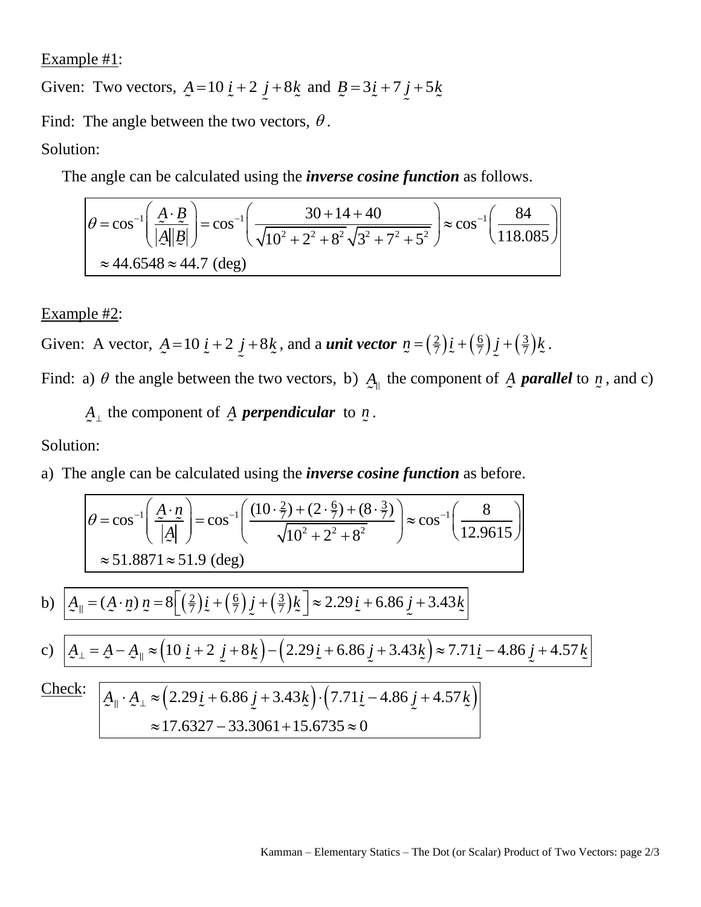Example #1:

Given: Two vectors, $\underset{\sim}{A} = 10\,\underset{\sim}{i} + 2\,\underset{\sim}{j} + 8\underset{\sim}{k}$ and $\underset{\sim}{B} = 3\underset{\sim}{i} + 7\,\underset{\sim}{j} + 5\underset{\sim}{k}$

Find: The angle between the two vectors, $\theta$.

Solution:

The angle can be calculated using the ***inverse cosine function*** as follows.

$$\theta = \cos^{-1}\left(\frac{\underset{\sim}{A}\cdot\underset{\sim}{B}}{|\underset{\sim}{A}||\underset{\sim}{B}|}\right) = \cos^{-1}\left(\frac{30+14+40}{\sqrt{10^2+2^2+8^2}\,\sqrt{3^2+7^2+5^2}}\right) \approx \cos^{-1}\left(\frac{84}{118.085}\right)$$
$$\approx 44.6548 \approx 44.7 \text{ (deg)}$$

Example #2:

Given: A vector, $\underset{\sim}{A} = 10\,\underset{\sim}{i} + 2\,\underset{\sim}{j} + 8\underset{\sim}{k}$, and a ***unit vector*** $\underset{\sim}{n} = \left(\frac{2}{7}\right)\underset{\sim}{i} + \left(\frac{6}{7}\right)\underset{\sim}{j} + \left(\frac{3}{7}\right)\underset{\sim}{k}$.

Find: a) $\theta$ the angle between the two vectors, b) $\underset{\sim}{A}_{\parallel}$ the component of $\underset{\sim}{A}$ ***parallel*** to $\underset{\sim}{n}$, and c) $\underset{\sim}{A}_{\perp}$ the component of $\underset{\sim}{A}$ ***perpendicular*** to $\underset{\sim}{n}$.

Solution:

a) The angle can be calculated using the ***inverse cosine function*** as before.

$$\theta = \cos^{-1}\left(\frac{\underset{\sim}{A}\cdot\underset{\sim}{n}}{|\underset{\sim}{A}|}\right) = \cos^{-1}\left(\frac{(10\cdot\frac{2}{7})+(2\cdot\frac{6}{7})+(8\cdot\frac{3}{7})}{\sqrt{10^2+2^2+8^2}}\right) \approx \cos^{-1}\left(\frac{8}{12.9615}\right)$$
$$\approx 51.8871 \approx 51.9 \text{ (deg)}$$

b) $$\underset{\sim}{A}_{\parallel} = (\underset{\sim}{A}\cdot\underset{\sim}{n})\,\underset{\sim}{n} = 8\left[\left(\tfrac{2}{7}\right)\underset{\sim}{i} + \left(\tfrac{6}{7}\right)\underset{\sim}{j} + \left(\tfrac{3}{7}\right)\underset{\sim}{k}\right] \approx 2.29\underset{\sim}{i} + 6.86\,\underset{\sim}{j} + 3.43\underset{\sim}{k}$$

c) $$\underset{\sim}{A}_{\perp} = \underset{\sim}{A} - \underset{\sim}{A}_{\parallel} \approx \left(10\,\underset{\sim}{i} + 2\,\underset{\sim}{j} + 8\underset{\sim}{k}\right) - \left(2.29\underset{\sim}{i} + 6.86\,\underset{\sim}{j} + 3.43\underset{\sim}{k}\right) \approx 7.71\underset{\sim}{i} - 4.86\,\underset{\sim}{j} + 4.57\,\underset{\sim}{k}$$

Check:

$$\underset{\sim}{A}_{\parallel}\cdot\underset{\sim}{A}_{\perp} \approx \left(2.29\underset{\sim}{i} + 6.86\,\underset{\sim}{j} + 3.43\underset{\sim}{k}\right)\cdot\left(7.71\underset{\sim}{i} - 4.86\,\underset{\sim}{j} + 4.57\,\underset{\sim}{k}\right)$$
$$\approx 17.6327 - 33.3061 + 15.6735 \approx 0$$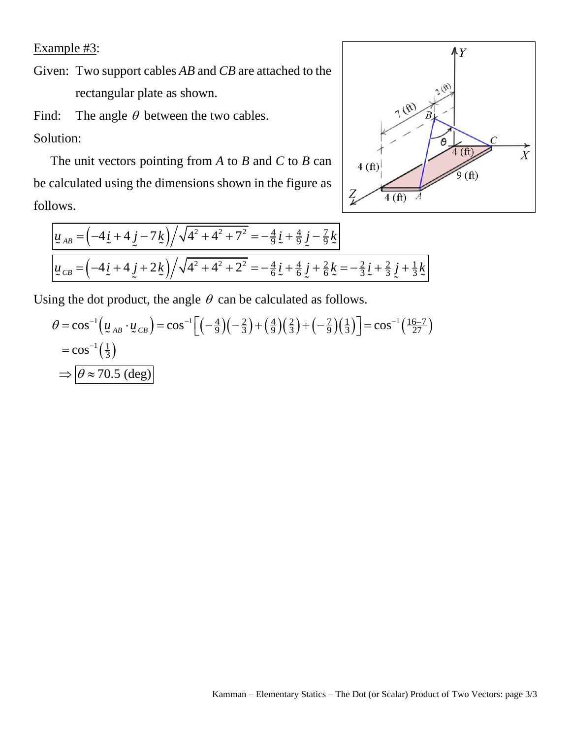Example #3:

Given: Two support cables *AB* and *CB* are attached to the rectangular plate as shown.

Find: The angle $\theta$ between the two cables.

Solution:

The unit vectors pointing from *A* to *B* and *C* to *B* can be calculated using the dimensions shown in the figure as follows.

$$\underset{\sim}{u}_{AB} = \left(-4\underset{\sim}{i} + 4\underset{\sim}{j} - 7\underset{\sim}{k}\right) \Big/ \sqrt{4^2 + 4^2 + 7^2} = -\tfrac{4}{9}\underset{\sim}{i} + \tfrac{4}{9}\underset{\sim}{j} - \tfrac{7}{9}\underset{\sim}{k}$$

$$\underset{\sim}{u}_{CB} = \left(-4\underset{\sim}{i} + 4\underset{\sim}{j} + 2\underset{\sim}{k}\right) \Big/ \sqrt{4^2 + 4^2 + 2^2} = -\tfrac{4}{6}\underset{\sim}{i} + \tfrac{4}{6}\underset{\sim}{j} + \tfrac{2}{6}\underset{\sim}{k} = -\tfrac{2}{3}\underset{\sim}{i} + \tfrac{2}{3}\underset{\sim}{j} + \tfrac{1}{3}\underset{\sim}{k}$$

Using the dot product, the angle $\theta$ can be calculated as follows.

$$\theta = \cos^{-1}\left(\underset{\sim}{u}_{AB} \cdot \underset{\sim}{u}_{CB}\right) = \cos^{-1}\left[\left(-\tfrac{4}{9}\right)\left(-\tfrac{2}{3}\right) + \left(\tfrac{4}{9}\right)\left(\tfrac{2}{3}\right) + \left(-\tfrac{7}{9}\right)\left(\tfrac{1}{3}\right)\right] = \cos^{-1}\left(\tfrac{16-7}{27}\right)$$

$$= \cos^{-1}\left(\tfrac{1}{3}\right)$$

$$\Rightarrow \boxed{\theta \approx 70.5 \text{ (deg)}}$$